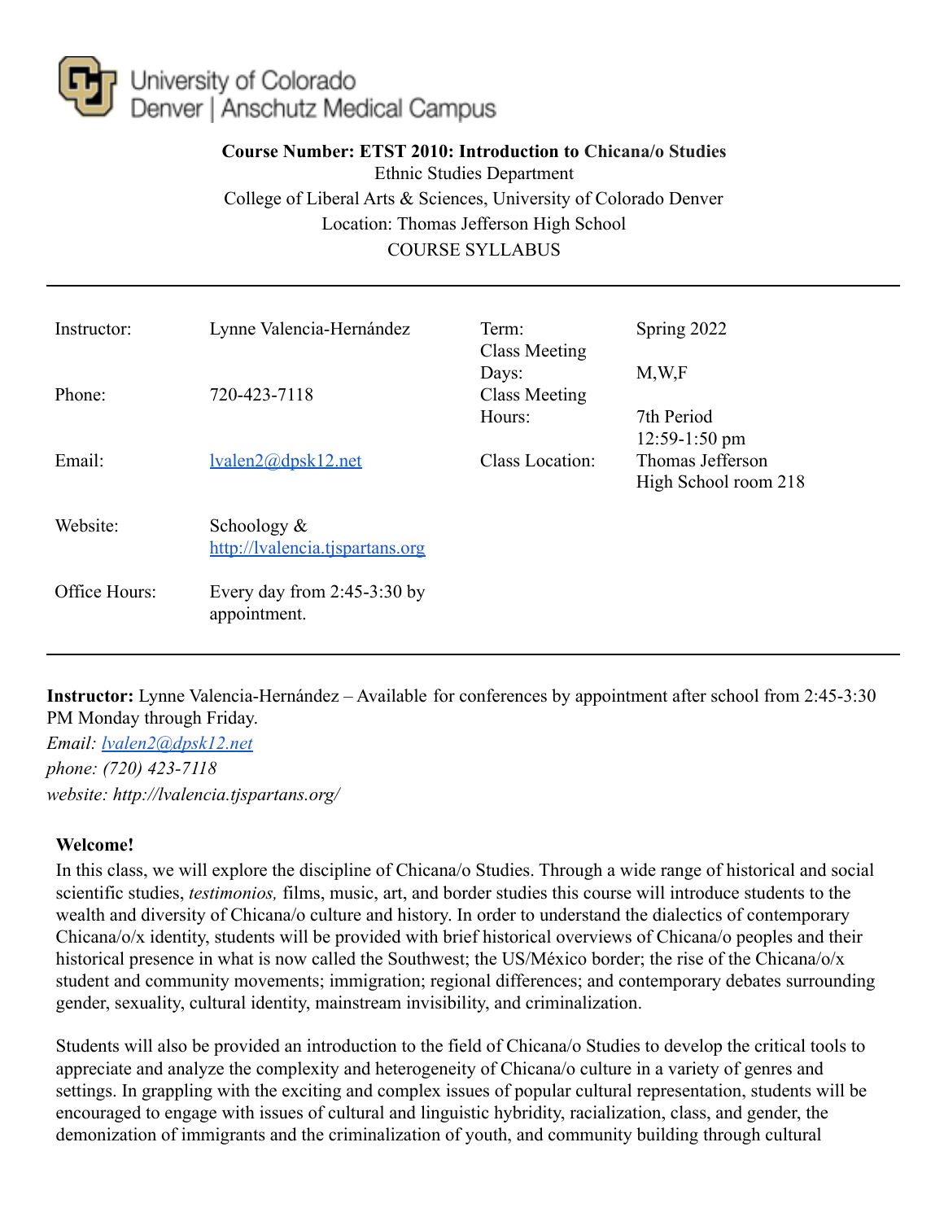University of Colorado
Denver | Anschutz Medical Campus

**Course Number: ETST 2010: Introduction to Chicana/o Studies**
Ethnic Studies Department
College of Liberal Arts & Sciences, University of Colorado Denver
Location: Thomas Jefferson High School
COURSE SYLLABUS

---

| | | | |
|---|---|---|---|
| Instructor: | Lynne Valencia-Hernández | Term: | Spring 2022 |
| | | Class Meeting Days: | M,W,F |
| Phone: | 720-423-7118 | Class Meeting Hours: | 7th Period 12:59-1:50 pm |
| Email: | [lvalen2@dpsk12.net](mailto:lvalen2@dpsk12.net) | Class Location: | Thomas Jefferson High School room 218 |
| Website: | Schoology & [http://lvalencia.tjspartans.org](http://lvalencia.tjspartans.org) | | |
| Office Hours: | Every day from 2:45-3:30 by appointment. | | |

---

**Instructor:** Lynne Valencia-Hernández – Available for conferences by appointment after school from 2:45-3:30 PM Monday through Friday.
*Email: [lvalen2@dpsk12.net](mailto:lvalen2@dpsk12.net)*
*phone: (720) 423-7118*
*website: http://lvalencia.tjspartans.org/*

**Welcome!**

In this class, we will explore the discipline of Chicana/o Studies. Through a wide range of historical and social scientific studies, *testimonios,* films, music, art, and border studies this course will introduce students to the wealth and diversity of Chicana/o culture and history. In order to understand the dialectics of contemporary Chicana/o/x identity, students will be provided with brief historical overviews of Chicana/o peoples and their historical presence in what is now called the Southwest; the US/México border; the rise of the Chicana/o/x student and community movements; immigration; regional differences; and contemporary debates surrounding gender, sexuality, cultural identity, mainstream invisibility, and criminalization.

Students will also be provided an introduction to the field of Chicana/o Studies to develop the critical tools to appreciate and analyze the complexity and heterogeneity of Chicana/o culture in a variety of genres and settings. In grappling with the exciting and complex issues of popular cultural representation, students will be encouraged to engage with issues of cultural and linguistic hybridity, racialization, class, and gender, the demonization of immigrants and the criminalization of youth, and community building through cultural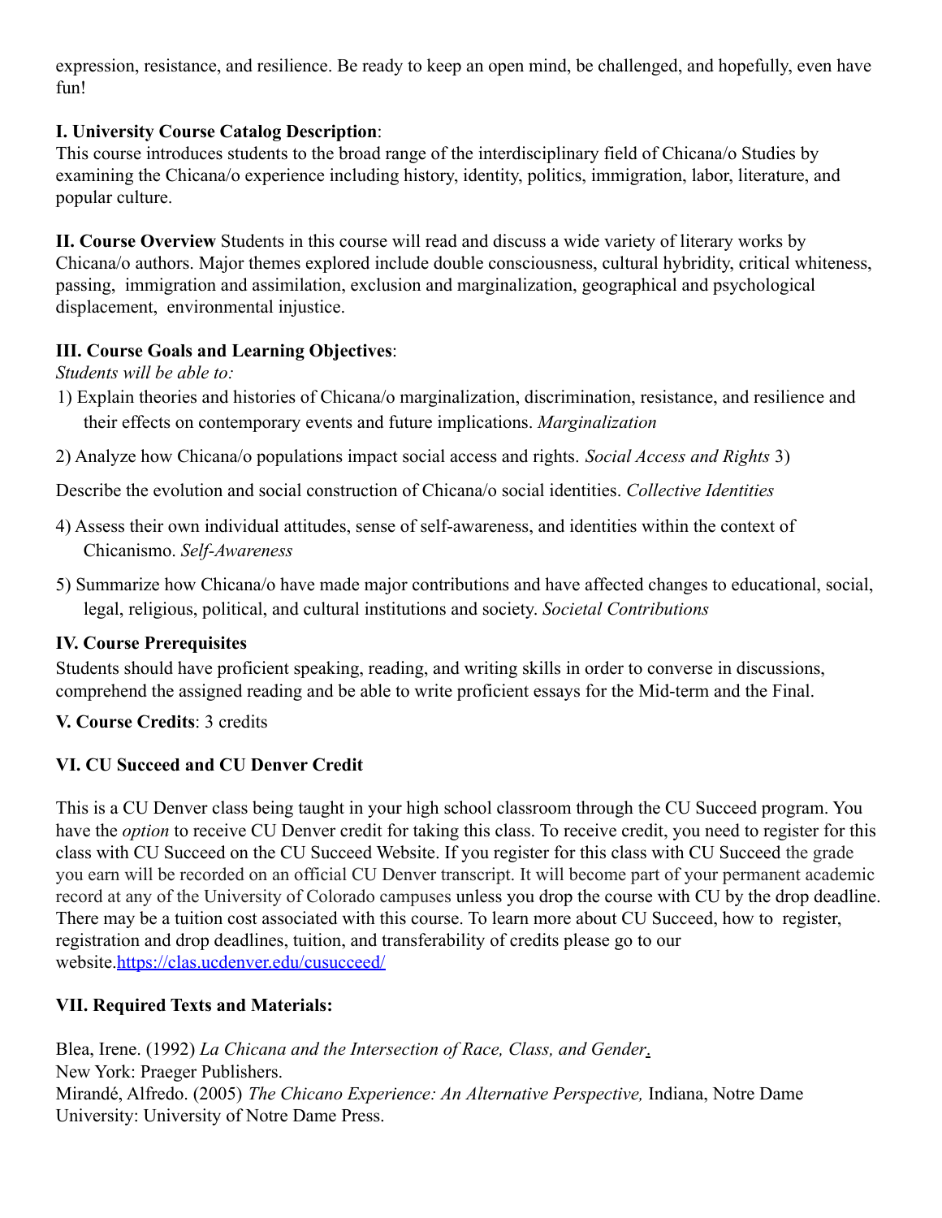expression, resistance, and resilience. Be ready to keep an open mind, be challenged, and hopefully, even have fun!

**I. University Course Catalog Description**:
This course introduces students to the broad range of the interdisciplinary field of Chicana/o Studies by examining the Chicana/o experience including history, identity, politics, immigration, labor, literature, and popular culture.

**II. Course Overview** Students in this course will read and discuss a wide variety of literary works by Chicana/o authors. Major themes explored include double consciousness, cultural hybridity, critical whiteness, passing, immigration and assimilation, exclusion and marginalization, geographical and psychological displacement, environmental injustice.

**III. Course Goals and Learning Objectives**:
*Students will be able to:*

1) Explain theories and histories of Chicana/o marginalization, discrimination, resistance, and resilience and their effects on contemporary events and future implications. *Marginalization*
2) Analyze how Chicana/o populations impact social access and rights. *Social Access and Rights* 3)

Describe the evolution and social construction of Chicana/o social identities. *Collective Identities*

4) Assess their own individual attitudes, sense of self-awareness, and identities within the context of Chicanismo. *Self-Awareness*
5) Summarize how Chicana/o have made major contributions and have affected changes to educational, social, legal, religious, political, and cultural institutions and society. *Societal Contributions*

**IV. Course Prerequisites**
Students should have proficient speaking, reading, and writing skills in order to converse in discussions, comprehend the assigned reading and be able to write proficient essays for the Mid-term and the Final.

**V. Course Credits**: 3 credits

**VI. CU Succeed and CU Denver Credit**

This is a CU Denver class being taught in your high school classroom through the CU Succeed program. You have the *option* to receive CU Denver credit for taking this class. To receive credit, you need to register for this class with CU Succeed on the CU Succeed Website. If you register for this class with CU Succeed the grade you earn will be recorded on an official CU Denver transcript. It will become part of your permanent academic record at any of the University of Colorado campuses unless you drop the course with CU by the drop deadline. There may be a tuition cost associated with this course. To learn more about CU Succeed, how to register, registration and drop deadlines, tuition, and transferability of credits please go to our website.https://clas.ucdenver.edu/cusucceed/

**VII. Required Texts and Materials:**

Blea, Irene. (1992) *La Chicana and the Intersection of Race, Class, and Gender*.
New York: Praeger Publishers.
Mirandé, Alfredo. (2005) *The Chicano Experience: An Alternative Perspective,* Indiana, Notre Dame University: University of Notre Dame Press.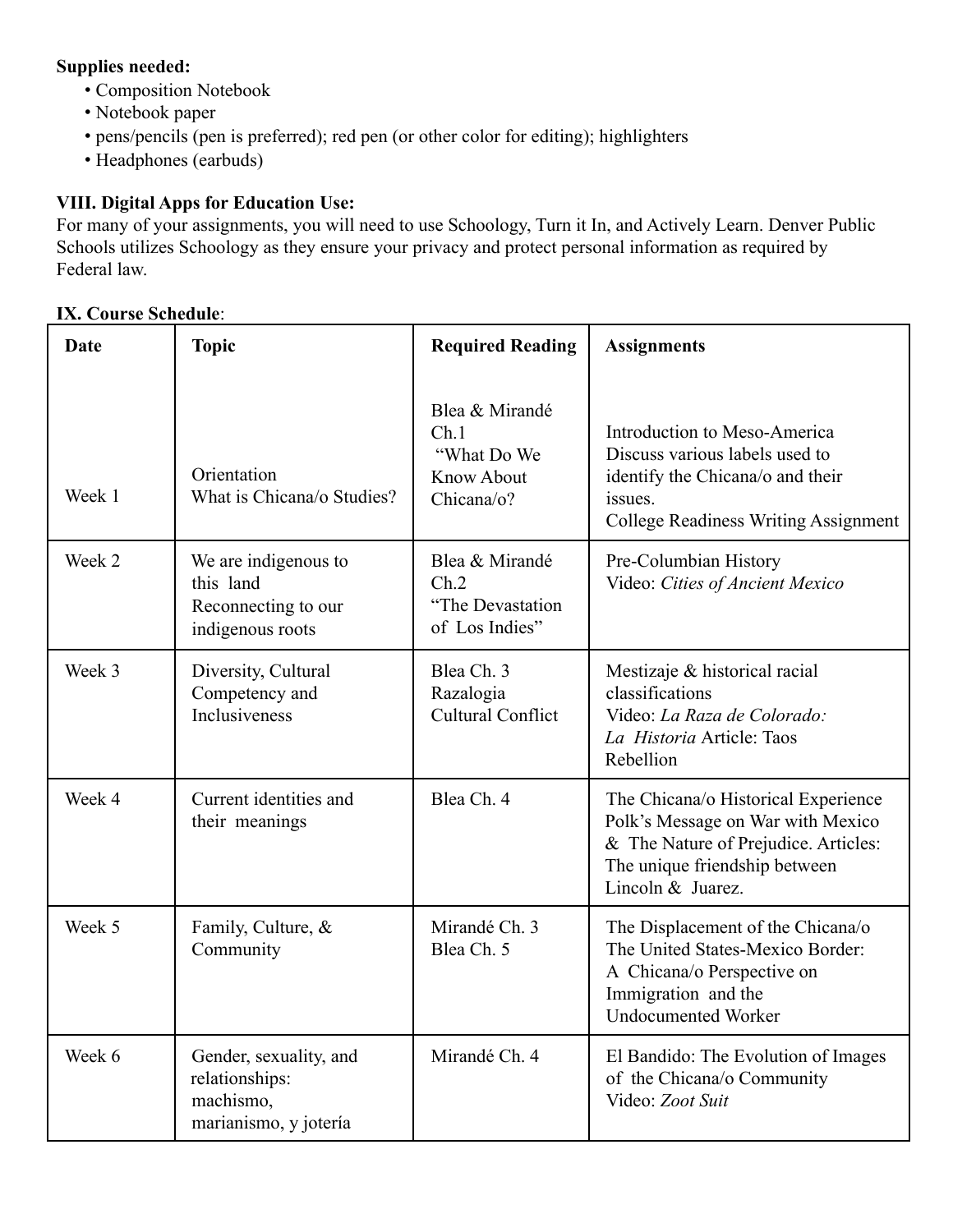**Supplies needed:**

- Composition Notebook
- Notebook paper
- pens/pencils (pen is preferred); red pen (or other color for editing); highlighters
- Headphones (earbuds)

**VIII. Digital Apps for Education Use:**

For many of your assignments, you will need to use Schoology, Turn it In, and Actively Learn. Denver Public Schools utilizes Schoology as they ensure your privacy and protect personal information as required by Federal law.

**IX. Course Schedule**:

| Date | Topic | Required Reading | Assignments |
|---|---|---|---|
| Week 1 | Orientation<br>What is Chicana/o Studies? | Blea & Mirandé Ch.1 "What Do We Know About Chicana/o? | Introduction to Meso-America<br>Discuss various labels used to identify the Chicana/o and their issues.<br>College Readiness Writing Assignment |
| Week 2 | We are indigenous to this land<br>Reconnecting to our indigenous roots | Blea & Mirandé Ch.2 "The Devastation of Los Indies" | Pre-Columbian History<br>Video: *Cities of Ancient Mexico* |
| Week 3 | Diversity, Cultural Competency and Inclusiveness | Blea Ch. 3<br>Razalogia<br>Cultural Conflict | Mestizaje & historical racial classifications<br>Video: *La Raza de Colorado: La Historia* Article: Taos Rebellion |
| Week 4 | Current identities and their meanings | Blea Ch. 4 | The Chicana/o Historical Experience Polk's Message on War with Mexico & The Nature of Prejudice. Articles: The unique friendship between Lincoln & Juarez. |
| Week 5 | Family, Culture, & Community | Mirandé Ch. 3<br>Blea Ch. 5 | The Displacement of the Chicana/o<br>The United States-Mexico Border: A Chicana/o Perspective on Immigration and the Undocumented Worker |
| Week 6 | Gender, sexuality, and relationships: machismo, marianismo, y jotería | Mirandé Ch. 4 | El Bandido: The Evolution of Images of the Chicana/o Community<br>Video: *Zoot Suit* |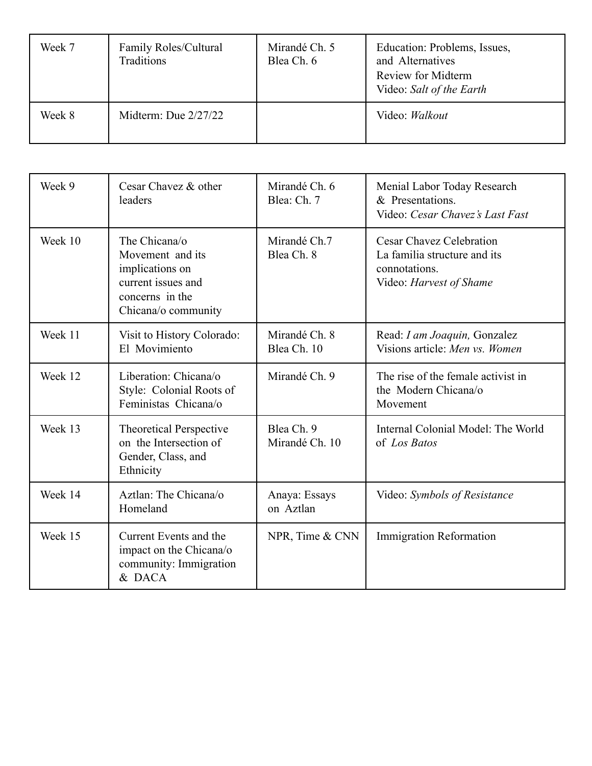| Week 7 | Family Roles/Cultural Traditions | Mirandé Ch. 5<br>Blea Ch. 6 | Education: Problems, Issues, and Alternatives<br>Review for Midterm<br>Video: *Salt of the Earth* |
|---|---|---|---|
| Week 8 | Midterm: Due 2/27/22 | | Video: *Walkout* |
| Week 9 | Cesar Chavez & other leaders | Mirandé Ch. 6<br>Blea: Ch. 7 | Menial Labor Today Research & Presentations.<br>Video: *Cesar Chavez's Last Fast* |
| Week 10 | The Chicana/o Movement and its implications on current issues and concerns in the Chicana/o community | Mirandé Ch.7<br>Blea Ch. 8 | Cesar Chavez Celebration<br>La familia structure and its connotations.<br>Video: *Harvest of Shame* |
| Week 11 | Visit to History Colorado: El Movimiento | Mirandé Ch. 8<br>Blea Ch. 10 | Read: *I am Joaquin,* Gonzalez<br>Visions article: *Men vs. Women* |
| Week 12 | Liberation: Chicana/o Style: Colonial Roots of Feministas Chicana/o | Mirandé Ch. 9 | The rise of the female activist in the Modern Chicana/o Movement |
| Week 13 | Theoretical Perspective on the Intersection of Gender, Class, and Ethnicity | Blea Ch. 9<br>Mirandé Ch. 10 | Internal Colonial Model: The World of *Los Batos* |
| Week 14 | Aztlan: The Chicana/o Homeland | Anaya: Essays on Aztlan | Video: *Symbols of Resistance* |
| Week 15 | Current Events and the impact on the Chicana/o community: Immigration & DACA | NPR, Time & CNN | Immigration Reformation |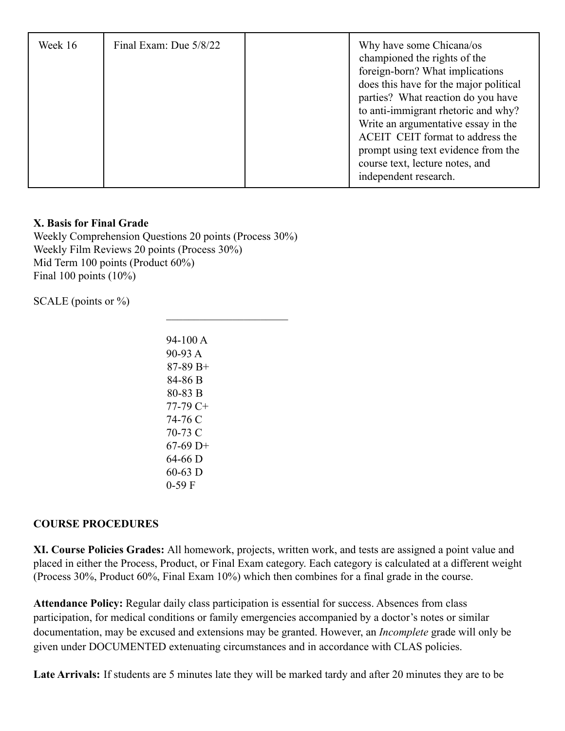| Week 16 | Final Exam: Due 5/8/22 | | Why have some Chicana/os championed the rights of the foreign-born? What implications does this have for the major political parties? What reaction do you have to anti-immigrant rhetoric and why? Write an argumentative essay in the ACEIT CEIT format to address the prompt using text evidence from the course text, lecture notes, and independent research. |
|---|---|---|---|

**X. Basis for Final Grade**

Weekly Comprehension Questions 20 points (Process 30%)
Weekly Film Reviews 20 points (Process 30%)
Mid Term 100 points (Product 60%)
Final 100 points (10%)

SCALE (points or %)

94-100 A
90-93 A
87-89 B+
84-86 B
80-83 B
77-79 C+
74-76 C
70-73 C
67-69 D+
64-66 D
60-63 D
0-59 F

**COURSE PROCEDURES**

**XI. Course Policies Grades:** All homework, projects, written work, and tests are assigned a point value and placed in either the Process, Product, or Final Exam category. Each category is calculated at a different weight (Process 30%, Product 60%, Final Exam 10%) which then combines for a final grade in the course.

**Attendance Policy:** Regular daily class participation is essential for success. Absences from class participation, for medical conditions or family emergencies accompanied by a doctor's notes or similar documentation, may be excused and extensions may be granted. However, an *Incomplete* grade will only be given under DOCUMENTED extenuating circumstances and in accordance with CLAS policies.

**Late Arrivals:** If students are 5 minutes late they will be marked tardy and after 20 minutes they are to be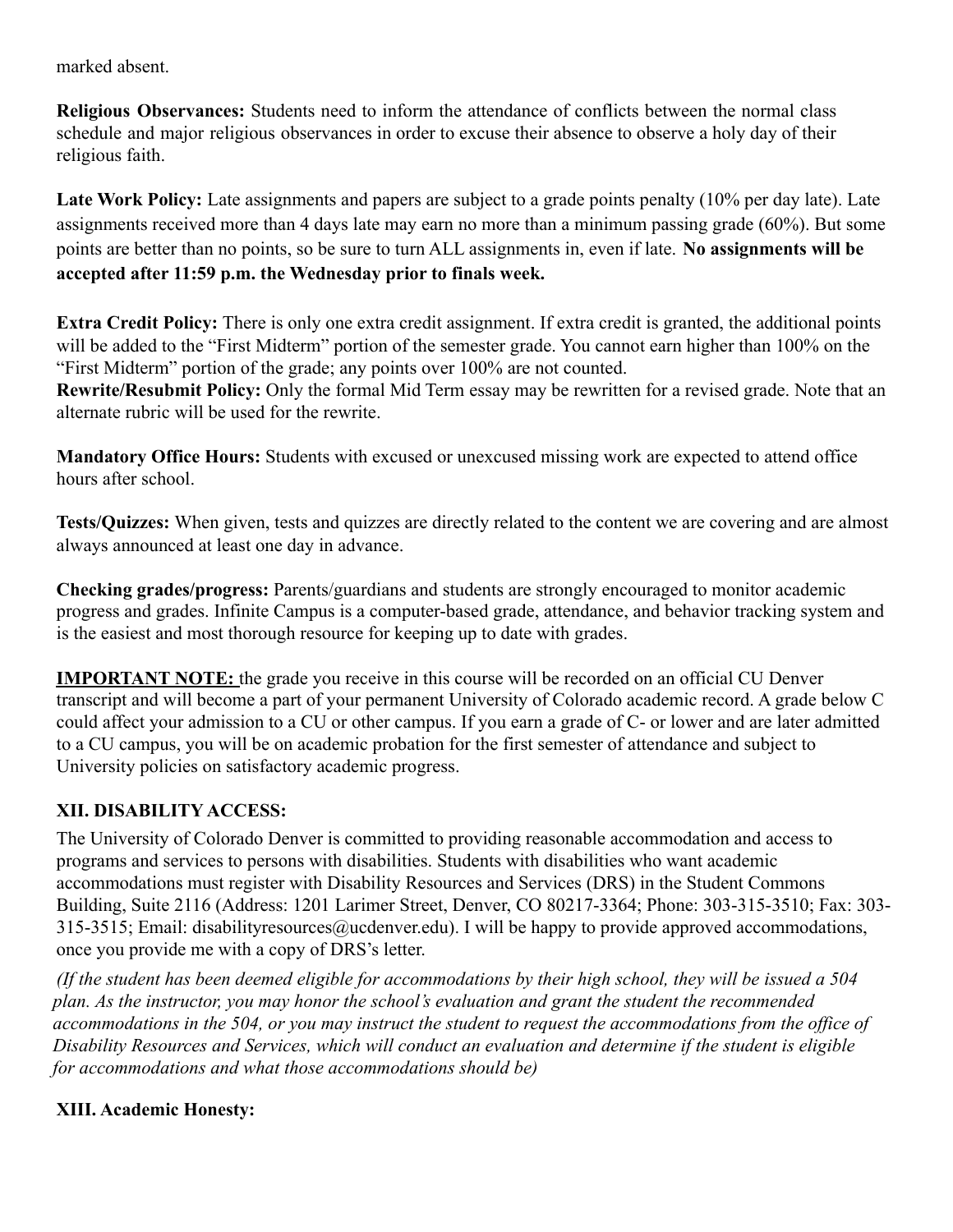marked absent.

**Religious Observances:** Students need to inform the attendance of conflicts between the normal class schedule and major religious observances in order to excuse their absence to observe a holy day of their religious faith.

**Late Work Policy:** Late assignments and papers are subject to a grade points penalty (10% per day late). Late assignments received more than 4 days late may earn no more than a minimum passing grade (60%). But some points are better than no points, so be sure to turn ALL assignments in, even if late. **No assignments will be accepted after 11:59 p.m. the Wednesday prior to finals week.**

**Extra Credit Policy:** There is only one extra credit assignment. If extra credit is granted, the additional points will be added to the "First Midterm" portion of the semester grade. You cannot earn higher than 100% on the "First Midterm" portion of the grade; any points over 100% are not counted.

**Rewrite/Resubmit Policy:** Only the formal Mid Term essay may be rewritten for a revised grade. Note that an alternate rubric will be used for the rewrite.

**Mandatory Office Hours:** Students with excused or unexcused missing work are expected to attend office hours after school.

**Tests/Quizzes:** When given, tests and quizzes are directly related to the content we are covering and are almost always announced at least one day in advance.

**Checking grades/progress:** Parents/guardians and students are strongly encouraged to monitor academic progress and grades. Infinite Campus is a computer-based grade, attendance, and behavior tracking system and is the easiest and most thorough resource for keeping up to date with grades.

**<u>IMPORTANT NOTE:</u>** the grade you receive in this course will be recorded on an official CU Denver transcript and will become a part of your permanent University of Colorado academic record. A grade below C could affect your admission to a CU or other campus. If you earn a grade of C- or lower and are later admitted to a CU campus, you will be on academic probation for the first semester of attendance and subject to University policies on satisfactory academic progress.

## XII. DISABILITY ACCESS:

The University of Colorado Denver is committed to providing reasonable accommodation and access to programs and services to persons with disabilities. Students with disabilities who want academic accommodations must register with Disability Resources and Services (DRS) in the Student Commons Building, Suite 2116 (Address: 1201 Larimer Street, Denver, CO 80217-3364; Phone: 303-315-3510; Fax: 303-315-3515; Email: disabilityresources@ucdenver.edu). I will be happy to provide approved accommodations, once you provide me with a copy of DRS's letter.

*(If the student has been deemed eligible for accommodations by their high school, they will be issued a 504 plan. As the instructor, you may honor the school's evaluation and grant the student the recommended accommodations in the 504, or you may instruct the student to request the accommodations from the office of Disability Resources and Services, which will conduct an evaluation and determine if the student is eligible for accommodations and what those accommodations should be)*

## XIII. Academic Honesty: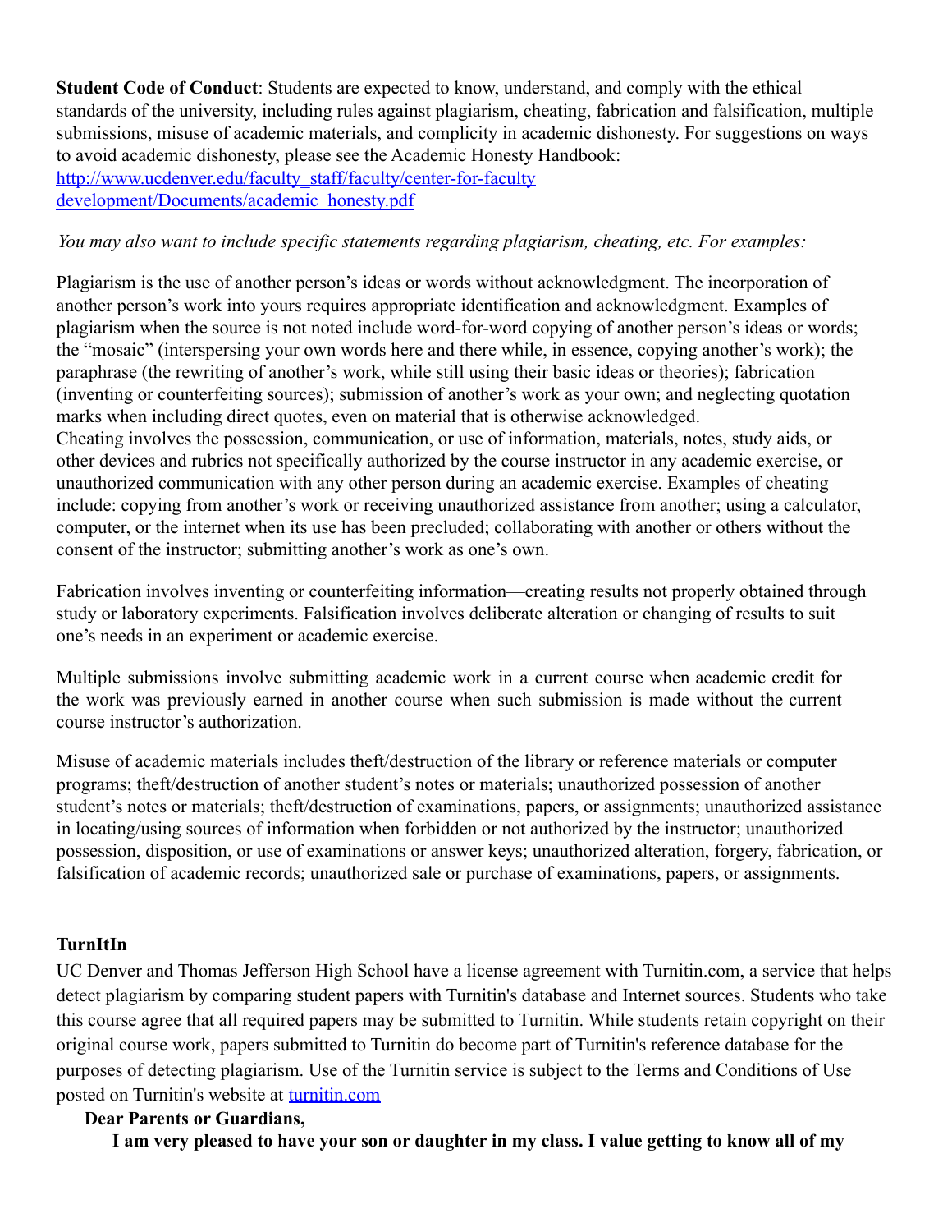**Student Code of Conduct**: Students are expected to know, understand, and comply with the ethical standards of the university, including rules against plagiarism, cheating, fabrication and falsification, multiple submissions, misuse of academic materials, and complicity in academic dishonesty. For suggestions on ways to avoid academic dishonesty, please see the Academic Honesty Handbook: [http://www.ucdenver.edu/faculty_staff/faculty/center-for-faculty development/Documents/academic_honesty.pdf](http://www.ucdenver.edu/faculty_staff/faculty/center-for-faculty-development/Documents/academic_honesty.pdf)

*You may also want to include specific statements regarding plagiarism, cheating, etc. For examples:*

Plagiarism is the use of another person's ideas or words without acknowledgment. The incorporation of another person's work into yours requires appropriate identification and acknowledgment. Examples of plagiarism when the source is not noted include word-for-word copying of another person's ideas or words; the "mosaic" (interspersing your own words here and there while, in essence, copying another's work); the paraphrase (the rewriting of another's work, while still using their basic ideas or theories); fabrication (inventing or counterfeiting sources); submission of another's work as your own; and neglecting quotation marks when including direct quotes, even on material that is otherwise acknowledged.
Cheating involves the possession, communication, or use of information, materials, notes, study aids, or other devices and rubrics not specifically authorized by the course instructor in any academic exercise, or unauthorized communication with any other person during an academic exercise. Examples of cheating include: copying from another's work or receiving unauthorized assistance from another; using a calculator, computer, or the internet when its use has been precluded; collaborating with another or others without the consent of the instructor; submitting another's work as one's own.

Fabrication involves inventing or counterfeiting information—creating results not properly obtained through study or laboratory experiments. Falsification involves deliberate alteration or changing of results to suit one's needs in an experiment or academic exercise.

Multiple submissions involve submitting academic work in a current course when academic credit for the work was previously earned in another course when such submission is made without the current course instructor's authorization.

Misuse of academic materials includes theft/destruction of the library or reference materials or computer programs; theft/destruction of another student's notes or materials; unauthorized possession of another student's notes or materials; theft/destruction of examinations, papers, or assignments; unauthorized assistance in locating/using sources of information when forbidden or not authorized by the instructor; unauthorized possession, disposition, or use of examinations or answer keys; unauthorized alteration, forgery, fabrication, or falsification of academic records; unauthorized sale or purchase of examinations, papers, or assignments.

**TurnItIn**

UC Denver and Thomas Jefferson High School have a license agreement with Turnitin.com, a service that helps detect plagiarism by comparing student papers with Turnitin's database and Internet sources. Students who take this course agree that all required papers may be submitted to Turnitin. While students retain copyright on their original course work, papers submitted to Turnitin do become part of Turnitin's reference database for the purposes of detecting plagiarism. Use of the Turnitin service is subject to the Terms and Conditions of Use posted on Turnitin's website at [turnitin.com](turnitin.com)

**Dear Parents or Guardians,**

**I am very pleased to have your son or daughter in my class. I value getting to know all of my**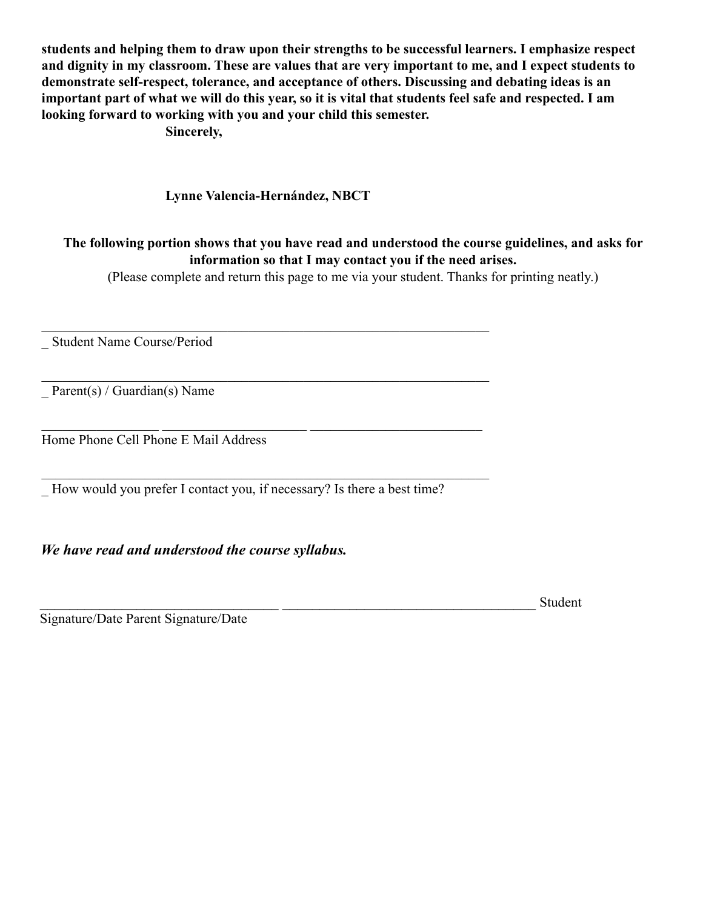**students and helping them to draw upon their strengths to be successful learners. I emphasize respect and dignity in my classroom. These are values that are very important to me, and I expect students to demonstrate self-respect, tolerance, and acceptance of others. Discussing and debating ideas is an important part of what we will do this year, so it is vital that students feel safe and respected. I am looking forward to working with you and your child this semester.**

**Sincerely,**

**Lynne Valencia-Hernández, NBCT**

**The following portion shows that you have read and understood the course guidelines, and asks for information so that I may contact you if the need arises.**

(Please complete and return this page to me via your student. Thanks for printing neatly.)

_____________________________________________________________

_ Student Name Course/Period

_____________________________________________________________

_ Parent(s) / Guardian(s) Name

________________ ____________________ ________________________

Home Phone Cell Phone E Mail Address

_____________________________________________________________

_ How would you prefer I contact you, if necessary? Is there a best time?

***We have read and understood the course syllabus.***

_________________________________ ___________________________________ Student Signature/Date Parent Signature/Date